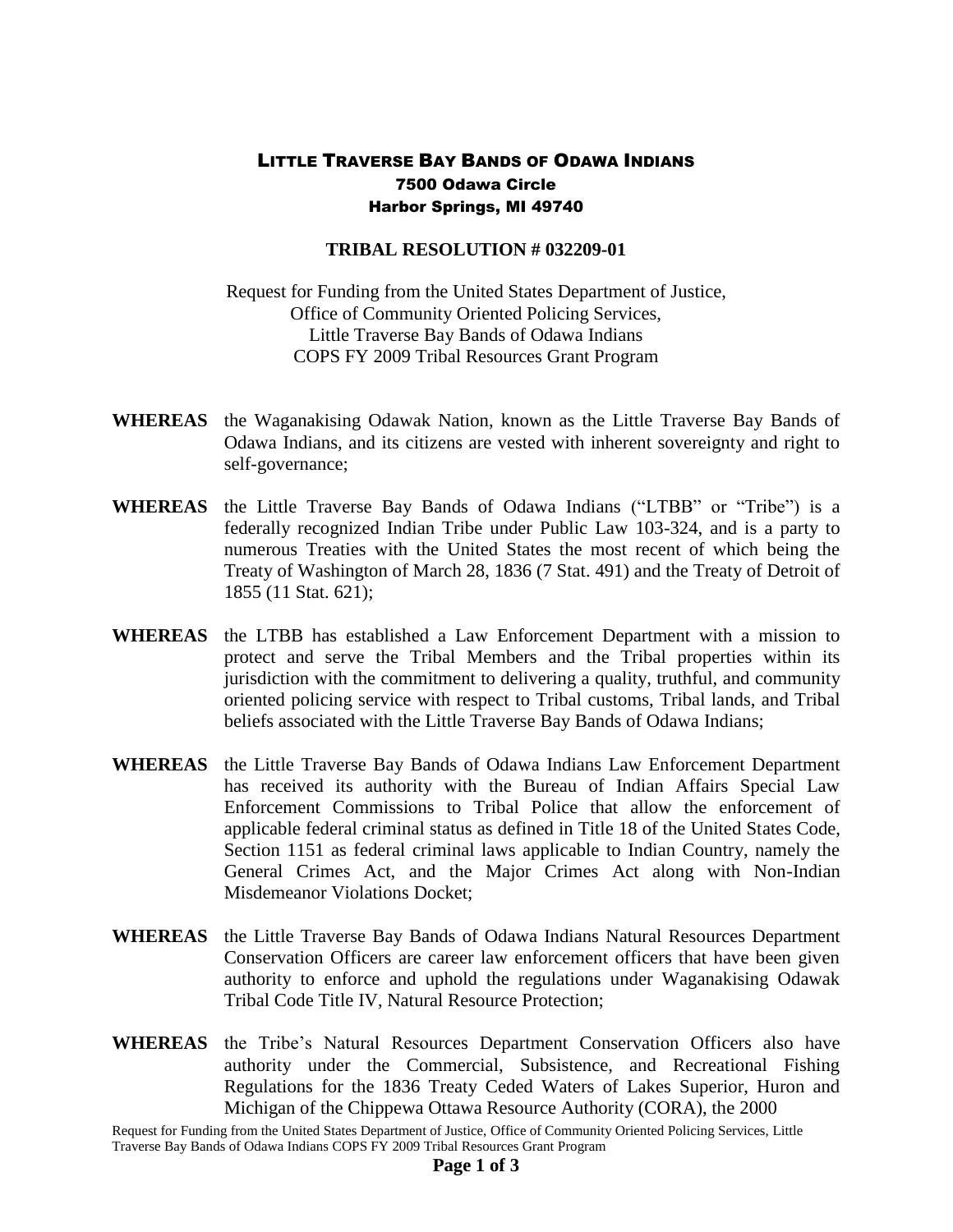# LITTLE TRAVERSE BAY BANDS OF ODAWA INDIANS
**7500 Odawa Circle**
**Harbor Springs, MI 49740**

## TRIBAL RESOLUTION # 032209-01

Request for Funding from the United States Department of Justice,
Office of Community Oriented Policing Services,
Little Traverse Bay Bands of Odawa Indians
COPS FY 2009 Tribal Resources Grant Program

**WHEREAS** the Waganakising Odawak Nation, known as the Little Traverse Bay Bands of Odawa Indians, and its citizens are vested with inherent sovereignty and right to self-governance;

**WHEREAS** the Little Traverse Bay Bands of Odawa Indians ("LTBB" or "Tribe") is a federally recognized Indian Tribe under Public Law 103-324, and is a party to numerous Treaties with the United States the most recent of which being the Treaty of Washington of March 28, 1836 (7 Stat. 491) and the Treaty of Detroit of 1855 (11 Stat. 621);

**WHEREAS** the LTBB has established a Law Enforcement Department with a mission to protect and serve the Tribal Members and the Tribal properties within its jurisdiction with the commitment to delivering a quality, truthful, and community oriented policing service with respect to Tribal customs, Tribal lands, and Tribal beliefs associated with the Little Traverse Bay Bands of Odawa Indians;

**WHEREAS** the Little Traverse Bay Bands of Odawa Indians Law Enforcement Department has received its authority with the Bureau of Indian Affairs Special Law Enforcement Commissions to Tribal Police that allow the enforcement of applicable federal criminal status as defined in Title 18 of the United States Code, Section 1151 as federal criminal laws applicable to Indian Country, namely the General Crimes Act, and the Major Crimes Act along with Non-Indian Misdemeanor Violations Docket;

**WHEREAS** the Little Traverse Bay Bands of Odawa Indians Natural Resources Department Conservation Officers are career law enforcement officers that have been given authority to enforce and uphold the regulations under Waganakising Odawak Tribal Code Title IV, Natural Resource Protection;

**WHEREAS** the Tribe's Natural Resources Department Conservation Officers also have authority under the Commercial, Subsistence, and Recreational Fishing Regulations for the 1836 Treaty Ceded Waters of Lakes Superior, Huron and Michigan of the Chippewa Ottawa Resource Authority (CORA), the 2000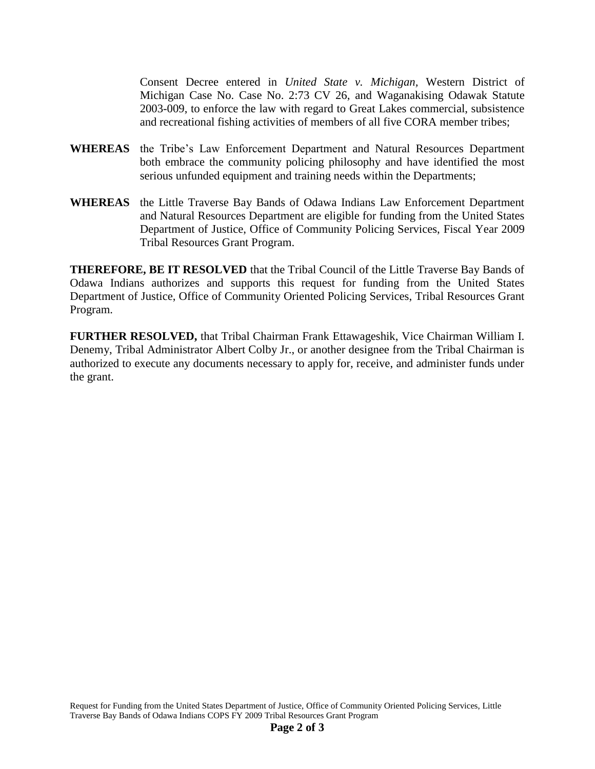Consent Decree entered in *United State v. Michigan*, Western District of Michigan Case No. Case No. 2:73 CV 26, and Waganakising Odawak Statute 2003-009, to enforce the law with regard to Great Lakes commercial, subsistence and recreational fishing activities of members of all five CORA member tribes;

**WHEREAS** the Tribe's Law Enforcement Department and Natural Resources Department both embrace the community policing philosophy and have identified the most serious unfunded equipment and training needs within the Departments;

**WHEREAS** the Little Traverse Bay Bands of Odawa Indians Law Enforcement Department and Natural Resources Department are eligible for funding from the United States Department of Justice, Office of Community Policing Services, Fiscal Year 2009 Tribal Resources Grant Program.

**THEREFORE, BE IT RESOLVED** that the Tribal Council of the Little Traverse Bay Bands of Odawa Indians authorizes and supports this request for funding from the United States Department of Justice, Office of Community Oriented Policing Services, Tribal Resources Grant Program.

**FURTHER RESOLVED,** that Tribal Chairman Frank Ettawageshik, Vice Chairman William I. Denemy, Tribal Administrator Albert Colby Jr., or another designee from the Tribal Chairman is authorized to execute any documents necessary to apply for, receive, and administer funds under the grant.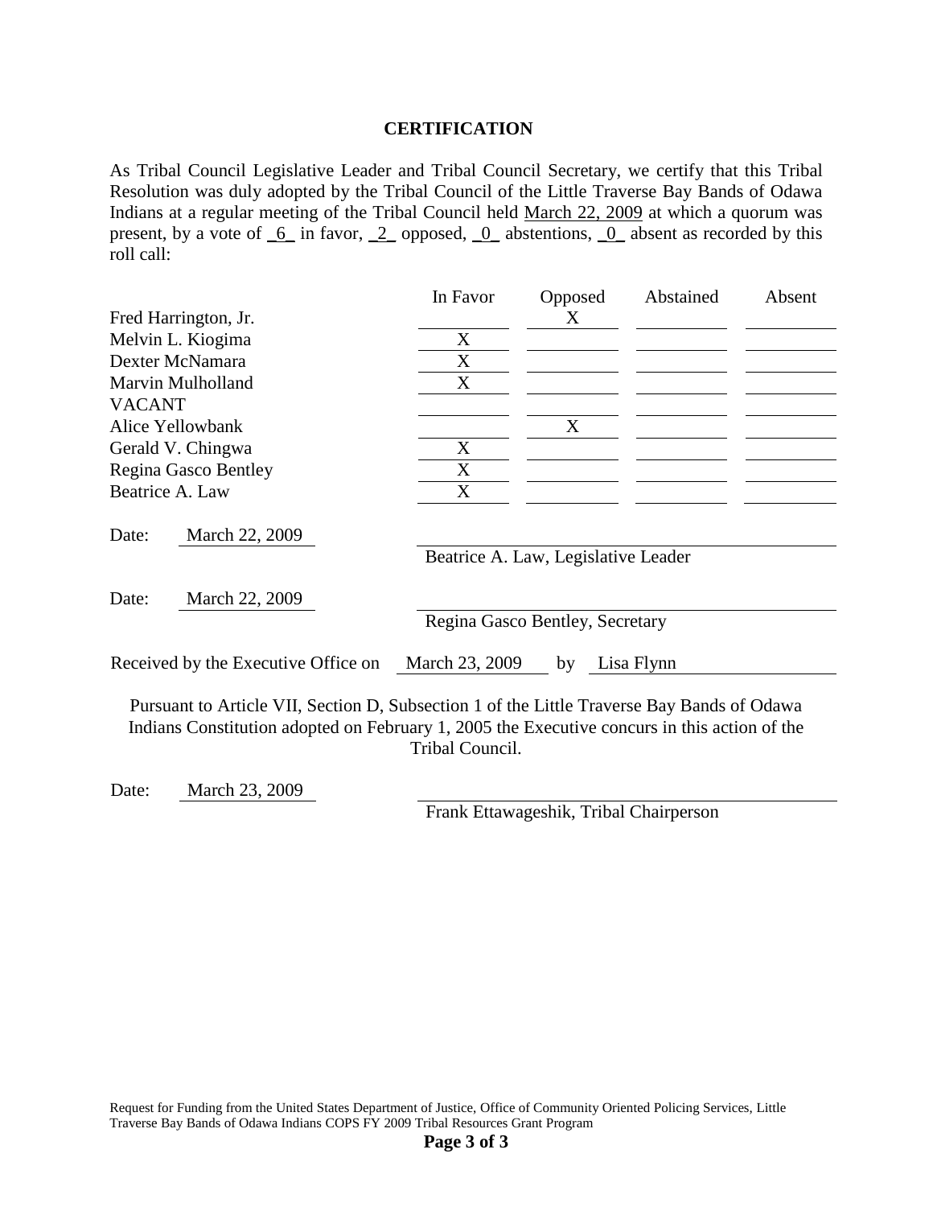## CERTIFICATION

As Tribal Council Legislative Leader and Tribal Council Secretary, we certify that this Tribal Resolution was duly adopted by the Tribal Council of the Little Traverse Bay Bands of Odawa Indians at a regular meeting of the Tribal Council held March 22, 2009 at which a quorum was present, by a vote of _6_ in favor, _2_ opposed, _0_ abstentions, _0_ absent as recorded by this roll call:

| | In Favor | Opposed | Abstained | Absent |
|---|---|---|---|---|
| Fred Harrington, Jr. | | X | | |
| Melvin L. Kiogima | X | | | |
| Dexter McNamara | X | | | |
| Marvin Mulholland | X | | | |
| VACANT | | | | |
| Alice Yellowbank | | X | | |
| Gerald V. Chingwa | X | | | |
| Regina Gasco Bentley | X | | | |
| Beatrice A. Law | X | | | |

Date: March 22, 2009

Beatrice A. Law, Legislative Leader

Date: March 22, 2009

Regina Gasco Bentley, Secretary

Received by the Executive Office on March 23, 2009 by Lisa Flynn

Pursuant to Article VII, Section D, Subsection 1 of the Little Traverse Bay Bands of Odawa Indians Constitution adopted on February 1, 2005 the Executive concurs in this action of the Tribal Council.

Date: March 23, 2009

Frank Ettawageshik, Tribal Chairperson

Request for Funding from the United States Department of Justice, Office of Community Oriented Policing Services, Little Traverse Bay Bands of Odawa Indians COPS FY 2009 Tribal Resources Grant Program